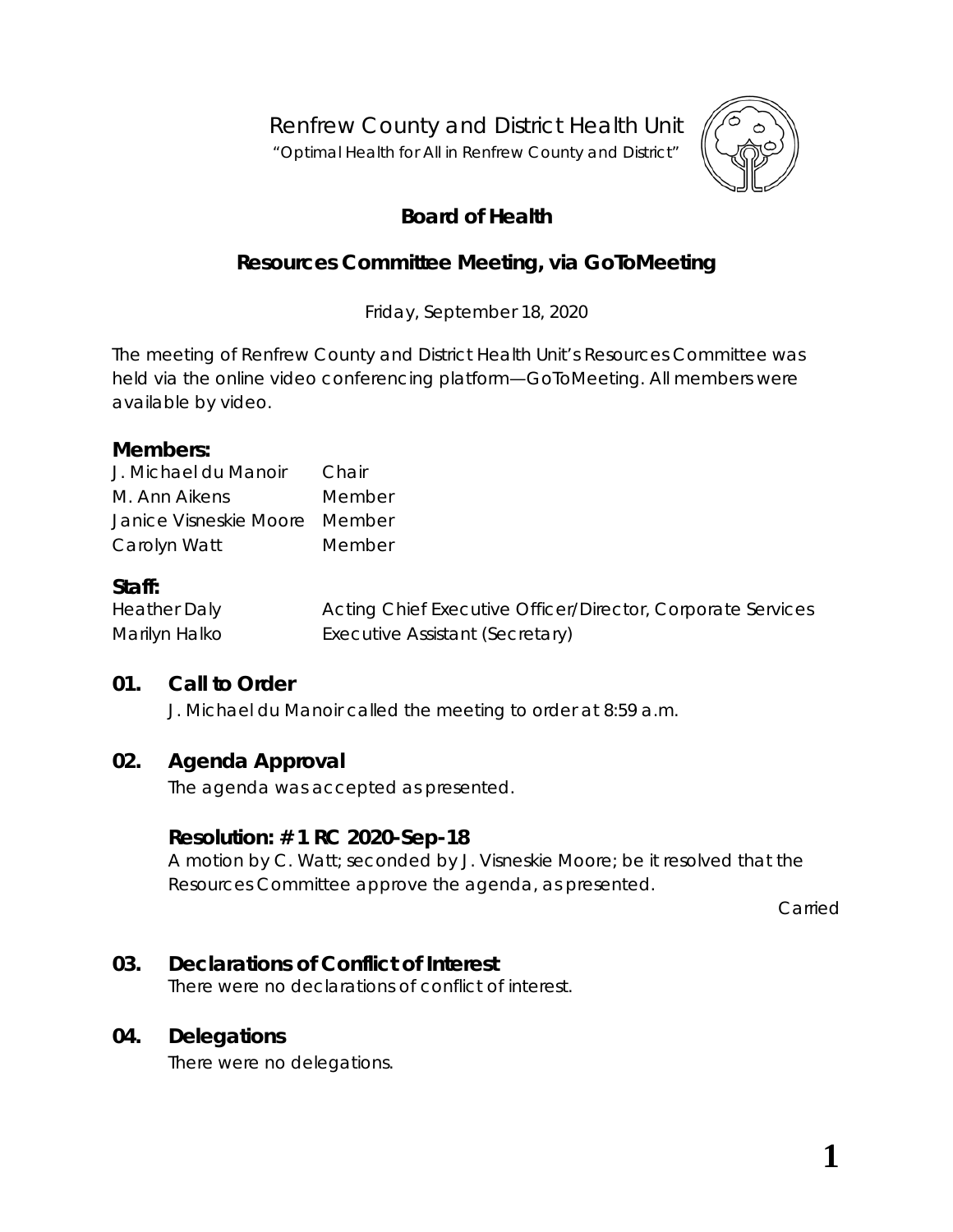Renfrew County and District Health Unit

"Optimal Health for All in Renfrew County and District"

# Board of Health

## Resources Committee Meeting, via GoToMeeting

Friday, September 18, 2020

The meeting of Renfrew County and District Health Unit's Resources Committee was held via the online video conferencing platform—GoToMeeting. All members were available by video.

### Members:

| | |
|---|---|
| J. Michael du Manoir | Chair |
| M. Ann Aikens | Member |
| Janice Visneskie Moore | Member |
| Carolyn Watt | Member |

### Staff:

| | |
|---|---|
| Heather Daly | Acting Chief Executive Officer/Director, Corporate Services |
| Marilyn Halko | Executive Assistant (Secretary) |

### 01. Call to Order

J. Michael du Manoir called the meeting to order at 8:59 a.m.

### 02. Agenda Approval

The agenda was accepted as presented.

#### Resolution: # 1 RC 2020-Sep-18

A motion by C. Watt; seconded by J. Visneskie Moore; be it resolved that the Resources Committee approve the agenda, as presented.

Carried

### 03. Declarations of Conflict of Interest

There were no declarations of conflict of interest.

### 04. Delegations

There were no delegations.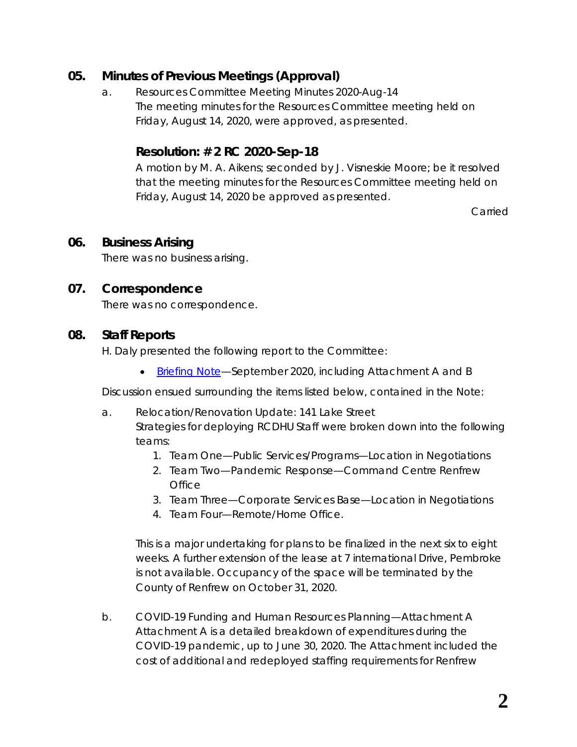## 05. Minutes of Previous Meetings (Approval)

a. Resources Committee Meeting Minutes 2020-Aug-14
The meeting minutes for the Resources Committee meeting held on Friday, August 14, 2020, were approved, as presented.

### Resolution: # 2 RC 2020-Sep-18

A motion by M. A. Aikens; seconded by J. Visneskie Moore; be it resolved that the meeting minutes for the Resources Committee meeting held on Friday, August 14, 2020 be approved as presented.

Carried

## 06. Business Arising

There was no business arising.

## 07. Correspondence

There was no correspondence.

## 08. Staff Reports

H. Daly presented the following report to the Committee:

- [Briefing Note]—September 2020, including Attachment A and B

Discussion ensued surrounding the items listed below, contained in the Note:

a. Relocation/Renovation Update: 141 Lake Street
Strategies for deploying RCDHU Staff were broken down into the following teams:

1. Team One—Public Services/Programs—Location in Negotiations
2. Team Two—Pandemic Response—Command Centre Renfrew Office
3. Team Three—Corporate Services Base—Location in Negotiations
4. Team Four—Remote/Home Office.

This is a major undertaking for plans to be finalized in the next six to eight weeks. A further extension of the lease at 7 International Drive, Pembroke is not available. Occupancy of the space will be terminated by the County of Renfrew on October 31, 2020.

b. COVID-19 Funding and Human Resources Planning—Attachment A
Attachment A is a detailed breakdown of expenditures during the COVID-19 pandemic, up to June 30, 2020. The Attachment included the cost of additional and redeployed staffing requirements for Renfrew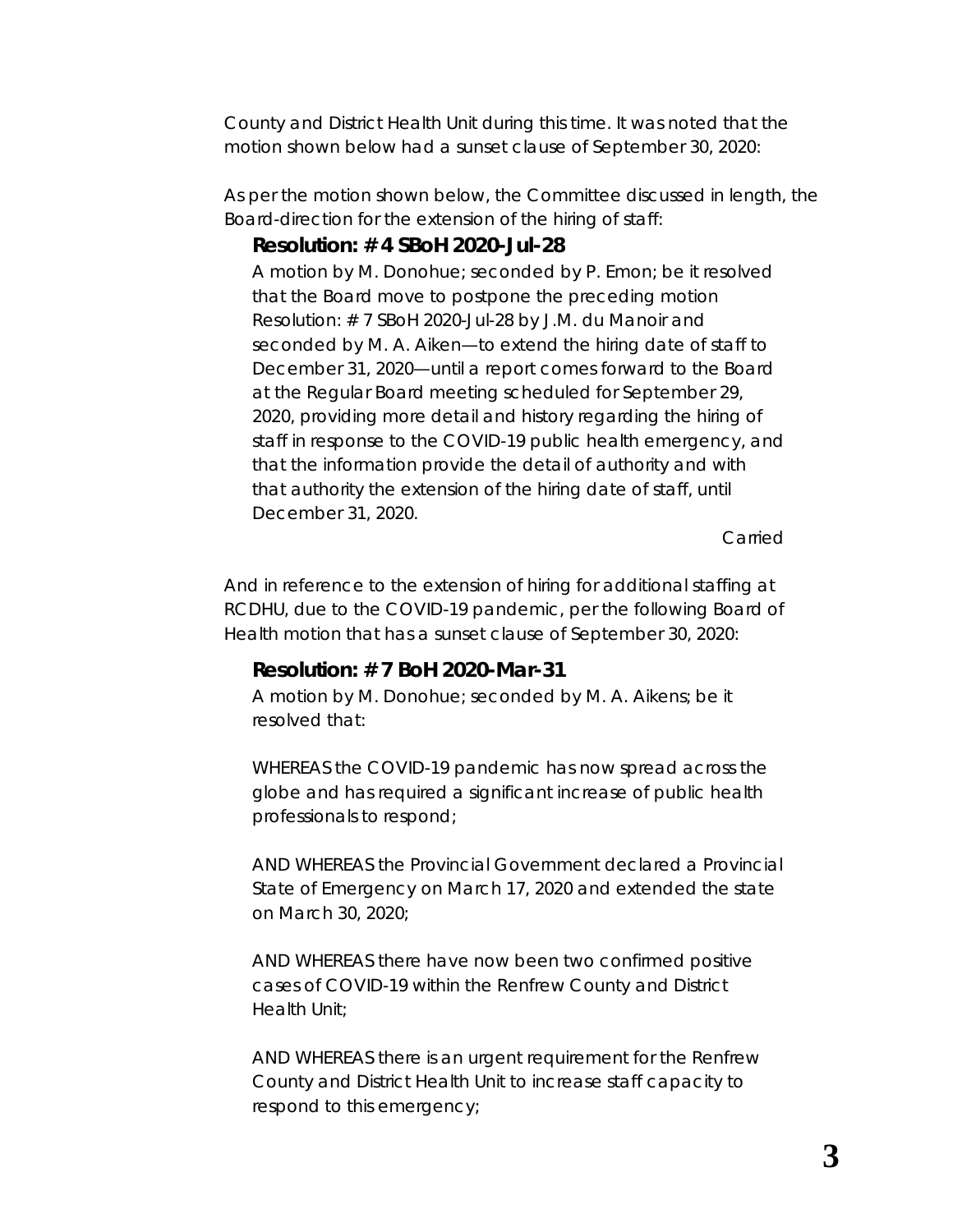County and District Health Unit during this time. It was noted that the motion shown below had a sunset clause of September 30, 2020:

As per the motion shown below, the Committee discussed in length, the Board-direction for the extension of the hiring of staff:

**Resolution: # 4 SBoH 2020-Jul-28**

A motion by M. Donohue; seconded by P. Emon; be it resolved that the Board move to postpone the preceding motion Resolution: # 7 SBoH 2020-Jul-28 by J.M. du Manoir and seconded by M. A. Aiken—to extend the hiring date of staff to December 31, 2020—until a report comes forward to the Board at the Regular Board meeting scheduled for September 29, 2020, providing more detail and history regarding the hiring of staff in response to the COVID-19 public health emergency, and that the information provide the detail of authority and with that authority the extension of the hiring date of staff, until December 31, 2020.

*Carried*

And in reference to the extension of hiring for additional staffing at RCDHU, due to the COVID-19 pandemic, per the following Board of Health motion that has a sunset clause of September 30, 2020:

**Resolution: # 7 BoH 2020-Mar-31**

A motion by M. Donohue; seconded by M. A. Aikens; be it resolved that:

WHEREAS the COVID-19 pandemic has now spread across the globe and has required a significant increase of public health professionals to respond;

AND WHEREAS the Provincial Government declared a Provincial State of Emergency on March 17, 2020 and extended the state on March 30, 2020;

AND WHEREAS there have now been two confirmed positive cases of COVID-19 within the Renfrew County and District Health Unit;

AND WHEREAS there is an urgent requirement for the Renfrew County and District Health Unit to increase staff capacity to respond to this emergency;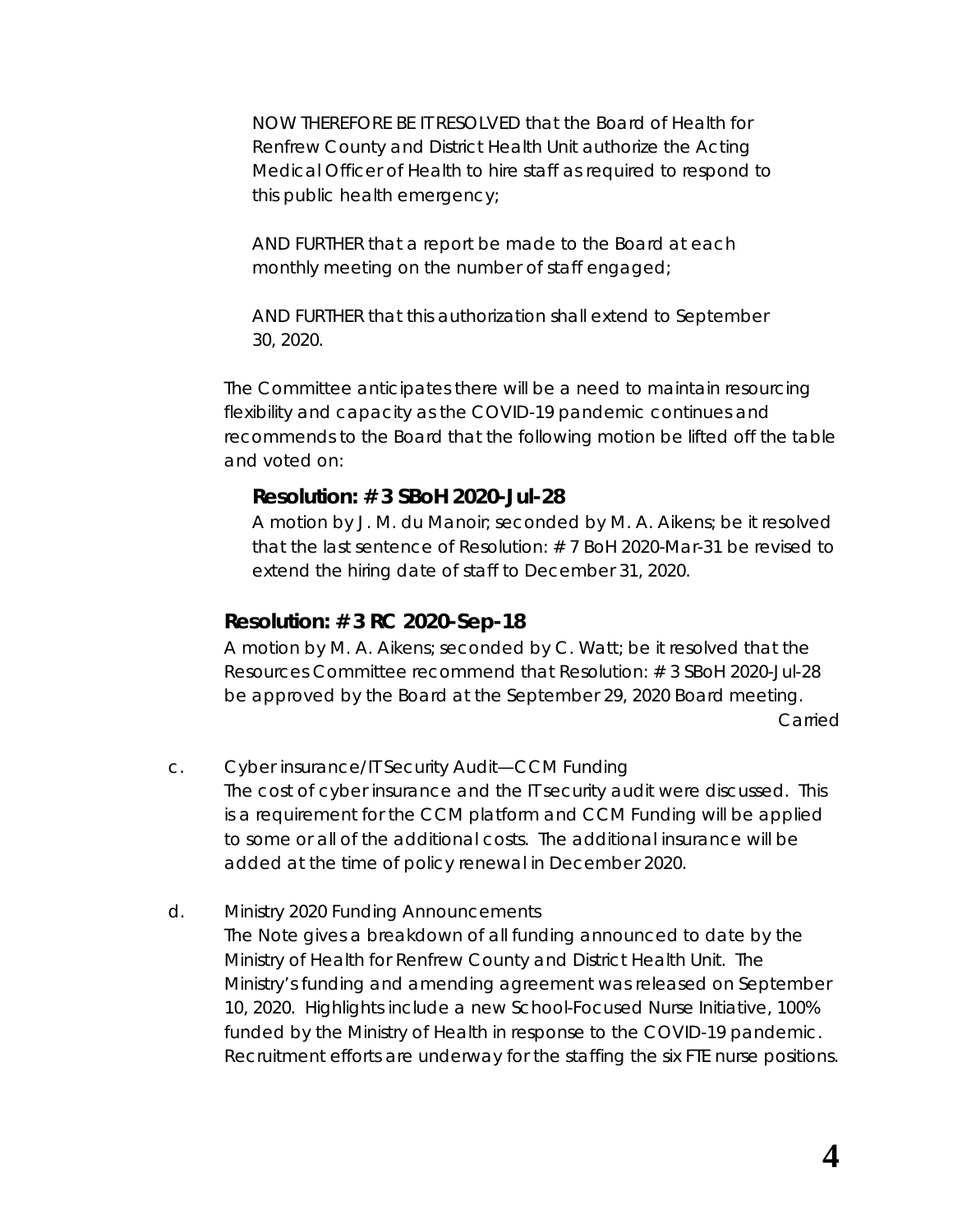NOW THEREFORE BE IT RESOLVED that the Board of Health for Renfrew County and District Health Unit authorize the Acting Medical Officer of Health to hire staff as required to respond to this public health emergency;

AND FURTHER that a report be made to the Board at each monthly meeting on the number of staff engaged;

AND FURTHER that this authorization shall extend to September 30, 2020.

The Committee anticipates there will be a need to maintain resourcing flexibility and capacity as the COVID-19 pandemic continues and recommends to the Board that the following motion be lifted off the table and voted on:

**Resolution: # 3 SBoH 2020-Jul-28**

A motion by J. M. du Manoir; seconded by M. A. Aikens; be it resolved that the last sentence of Resolution: # 7 BoH 2020-Mar-31 be revised to extend the hiring date of staff to December 31, 2020.

**Resolution: # 3 RC 2020-Sep-18**

A motion by M. A. Aikens; seconded by C. Watt; be it resolved that the Resources Committee recommend that Resolution: # 3 SBoH 2020-Jul-28 be approved by the Board at the September 29, 2020 Board meeting.

Carried

c. Cyber insurance/IT Security Audit—CCM Funding
The cost of cyber insurance and the IT security audit were discussed. This is a requirement for the CCM platform and CCM Funding will be applied to some or all of the additional costs. The additional insurance will be added at the time of policy renewal in December 2020.

d. Ministry 2020 Funding Announcements
The Note gives a breakdown of all funding announced to date by the Ministry of Health for Renfrew County and District Health Unit. The Ministry's funding and amending agreement was released on September 10, 2020. Highlights include a new School-Focused Nurse Initiative, 100% funded by the Ministry of Health in response to the COVID-19 pandemic. Recruitment efforts are underway for the staffing the six FTE nurse positions.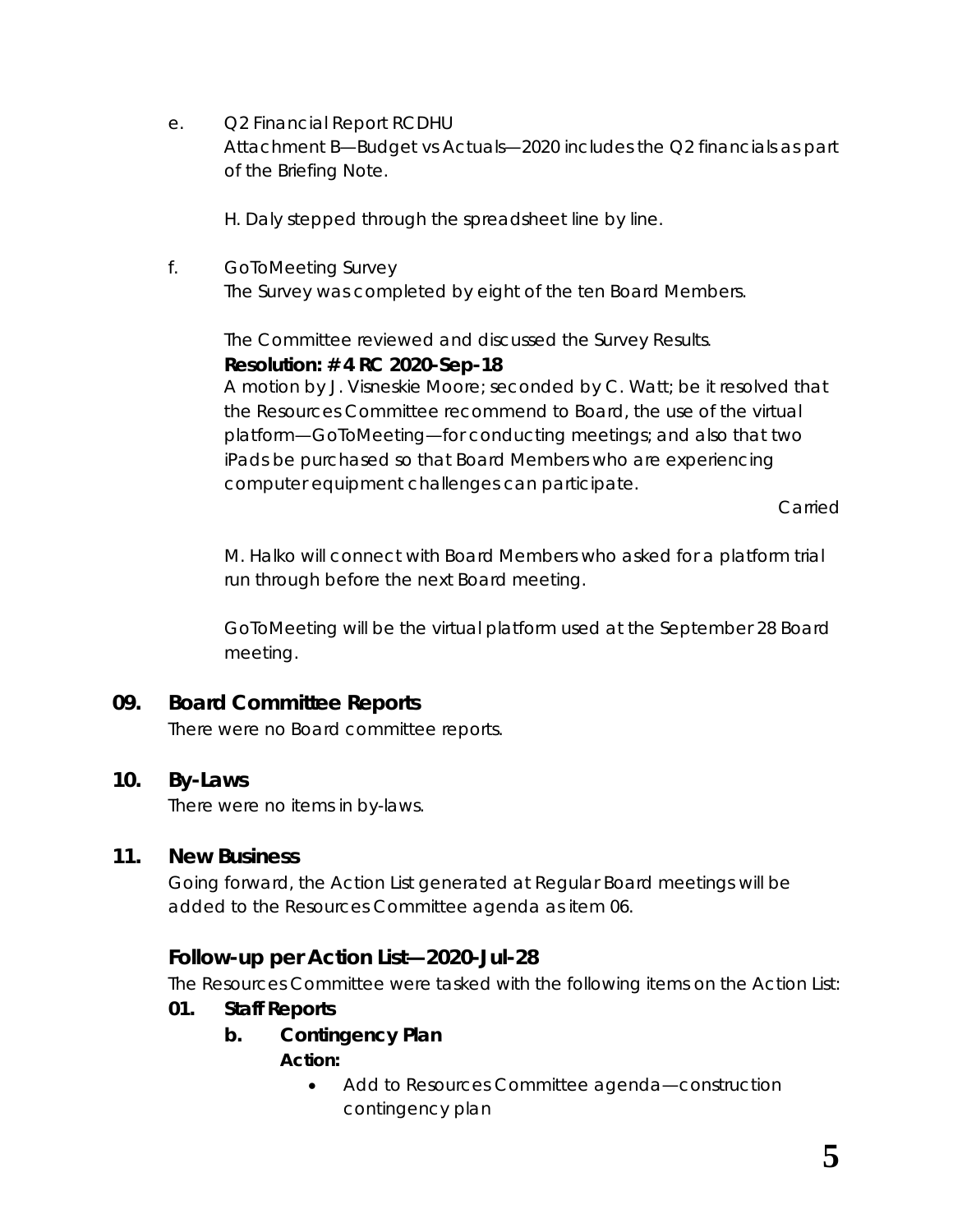e. Q2 Financial Report RCDHU
   Attachment B—Budget vs Actuals—2020 includes the Q2 financials as part of the Briefing Note.

   H. Daly stepped through the spreadsheet line by line.

f. GoToMeeting Survey
   The Survey was completed by eight of the ten Board Members.

   The Committee reviewed and discussed the Survey Results.

   **Resolution: # 4 RC 2020-Sep-18**
   A motion by J. Visneskie Moore; seconded by C. Watt; be it resolved that the Resources Committee recommend to Board, the use of the virtual platform—GoToMeeting—for conducting meetings; and also that two iPads be purchased so that Board Members who are experiencing computer equipment challenges can participate.

   Carried

   M. Halko will connect with Board Members who asked for a platform trial run through before the next Board meeting.

   GoToMeeting will be the virtual platform used at the September 28 Board meeting.

## 09. Board Committee Reports

There were no Board committee reports.

## 10. By-Laws

There were no items in by-laws.

## 11. New Business

Going forward, the Action List generated at Regular Board meetings will be added to the Resources Committee agenda as item 06.

### Follow-up per Action List—2020-Jul-28

The Resources Committee were tasked with the following items on the Action List:

**01. Staff Reports**

**b. Contingency Plan**

**Action:**

- Add to Resources Committee agenda—construction contingency plan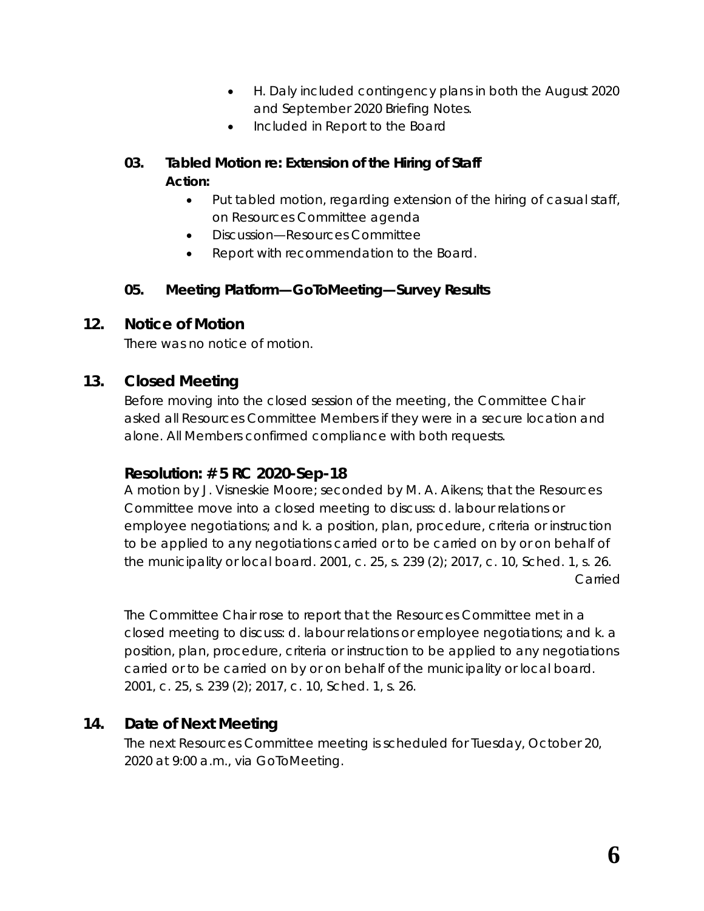- H. Daly included contingency plans in both the August 2020 and September 2020 Briefing Notes.
- Included in Report to the Board

### 03. Tabled Motion re: Extension of the Hiring of Staff

**Action:**

- Put tabled motion, regarding extension of the hiring of casual staff, on Resources Committee agenda
- Discussion—Resources Committee
- Report with recommendation to the Board.

### 05. Meeting Platform—GoToMeeting—Survey Results

## 12. Notice of Motion

There was no notice of motion.

## 13. Closed Meeting

Before moving into the closed session of the meeting, the Committee Chair asked all Resources Committee Members if they were in a secure location and alone. All Members confirmed compliance with both requests.

### Resolution: # 5 RC 2020-Sep-18

A motion by J. Visneskie Moore; seconded by M. A. Aikens; that the Resources Committee move into a closed meeting to discuss: d. labour relations or employee negotiations; and k. a position, plan, procedure, criteria or instruction to be applied to any negotiations carried or to be carried on by or on behalf of the municipality or local board. 2001, c. 25, s. 239 (2); 2017, c. 10, Sched. 1, s. 26.

Carried

The Committee Chair rose to report that the Resources Committee met in a closed meeting to discuss: d. labour relations or employee negotiations; and k. a position, plan, procedure, criteria or instruction to be applied to any negotiations carried or to be carried on by or on behalf of the municipality or local board. 2001, c. 25, s. 239 (2); 2017, c. 10, Sched. 1, s. 26.

## 14. Date of Next Meeting

The next Resources Committee meeting is scheduled for Tuesday, October 20, 2020 at 9:00 a.m., via GoToMeeting.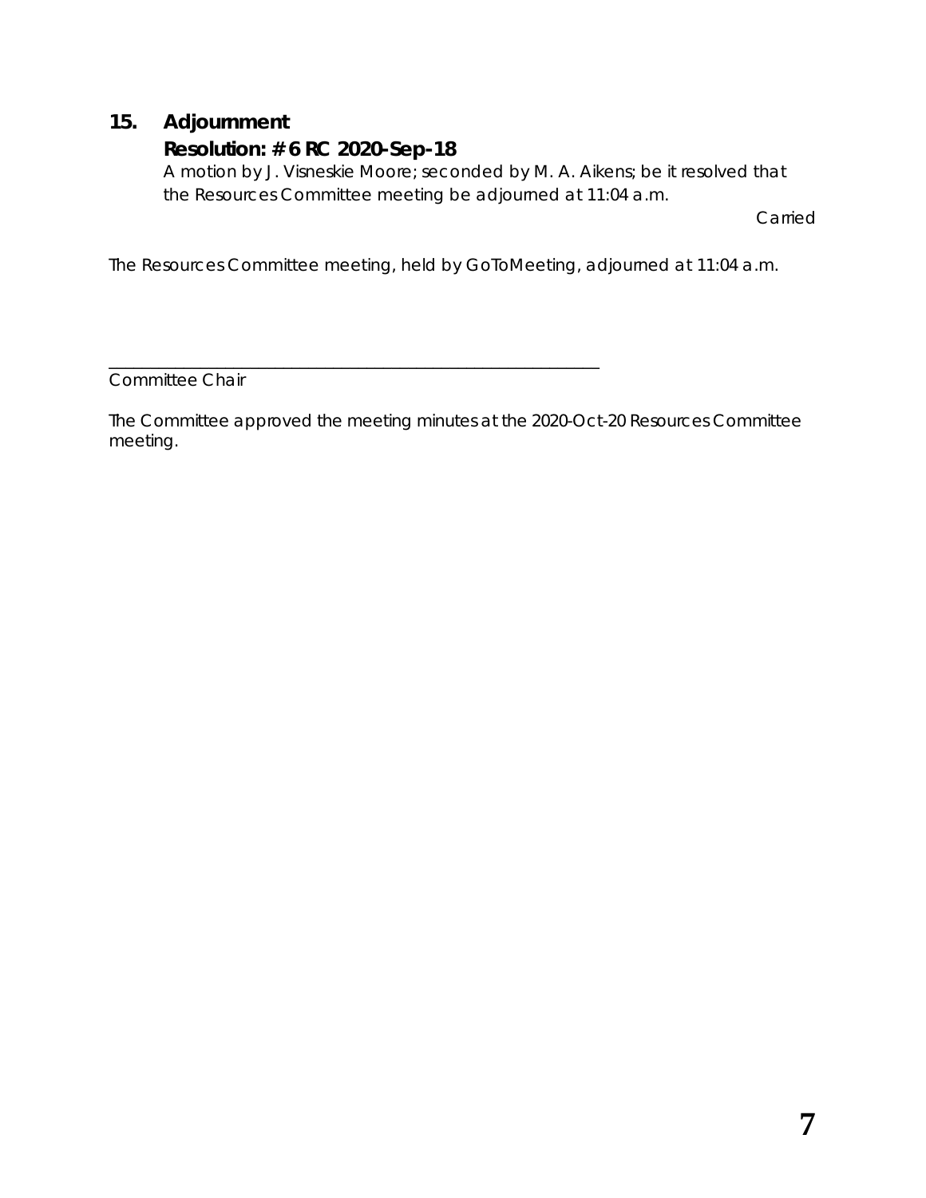## 15. Adjournment

**Resolution: # 6 RC 2020-Sep-18**

A motion by J. Visneskie Moore; seconded by M. A. Aikens; be it resolved that the Resources Committee meeting be adjourned at 11:04 a.m.

Carried

The Resources Committee meeting, held by GoToMeeting, adjourned at 11:04 a.m.

\_\_\_\_\_\_\_\_\_\_\_\_\_\_\_\_\_\_\_\_\_\_\_\_\_\_\_\_\_\_\_\_\_\_\_\_\_\_\_\_\_\_\_\_\_\_\_\_\_\_\_\_

Committee Chair

The Committee approved the meeting minutes at the 2020-Oct-20 Resources Committee meeting.